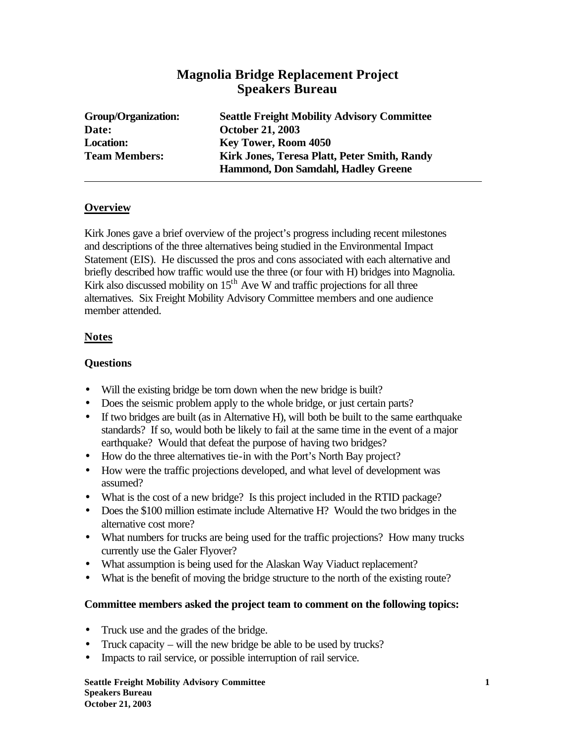# Magnolia Bridge Replacement Project
## Speakers Bureau

| | |
|---|---|
| **Group/Organization:** | **Seattle Freight Mobility Advisory Committee** |
| **Date:** | **October 21, 2003** |
| **Location:** | **Key Tower, Room 4050** |
| **Team Members:** | **Kirk Jones, Teresa Platt, Peter Smith, Randy Hammond, Don Samdahl, Hadley Greene** |

---

## Overview

Kirk Jones gave a brief overview of the project's progress including recent milestones and descriptions of the three alternatives being studied in the Environmental Impact Statement (EIS). He discussed the pros and cons associated with each alternative and briefly described how traffic would use the three (or four with H) bridges into Magnolia. Kirk also discussed mobility on 15th Ave W and traffic projections for all three alternatives. Six Freight Mobility Advisory Committee members and one audience member attended.

## Notes

### Questions

- Will the existing bridge be torn down when the new bridge is built?
- Does the seismic problem apply to the whole bridge, or just certain parts?
- If two bridges are built (as in Alternative H), will both be built to the same earthquake standards? If so, would both be likely to fail at the same time in the event of a major earthquake? Would that defeat the purpose of having two bridges?
- How do the three alternatives tie-in with the Port's North Bay project?
- How were the traffic projections developed, and what level of development was assumed?
- What is the cost of a new bridge? Is this project included in the RTID package?
- Does the $100 million estimate include Alternative H? Would the two bridges in the alternative cost more?
- What numbers for trucks are being used for the traffic projections? How many trucks currently use the Galer Flyover?
- What assumption is being used for the Alaskan Way Viaduct replacement?
- What is the benefit of moving the bridge structure to the north of the existing route?

### Committee members asked the project team to comment on the following topics:

- Truck use and the grades of the bridge.
- Truck capacity – will the new bridge be able to be used by trucks?
- Impacts to rail service, or possible interruption of rail service.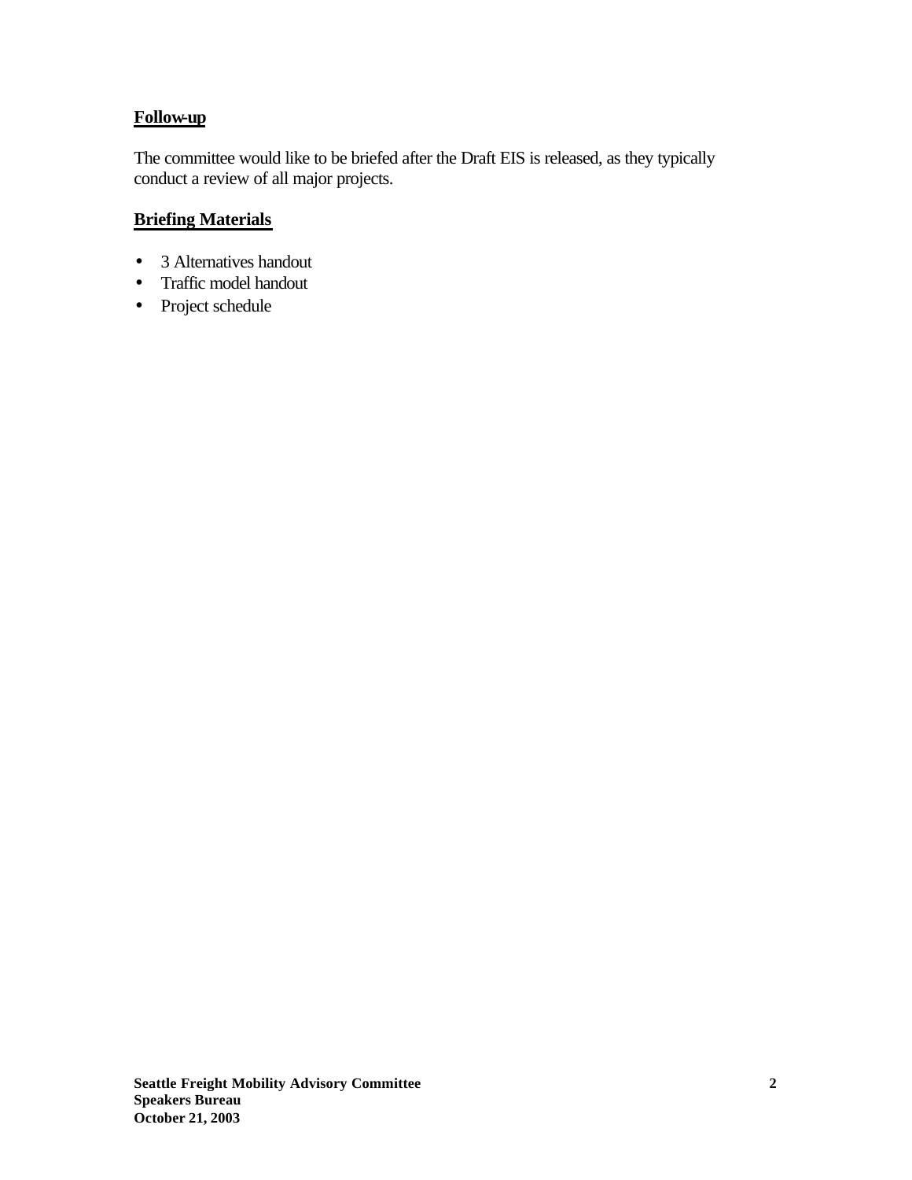**Follow-up**

The committee would like to be briefed after the Draft EIS is released, as they typically conduct a review of all major projects.

**Briefing Materials**

- 3 Alternatives handout
- Traffic model handout
- Project schedule